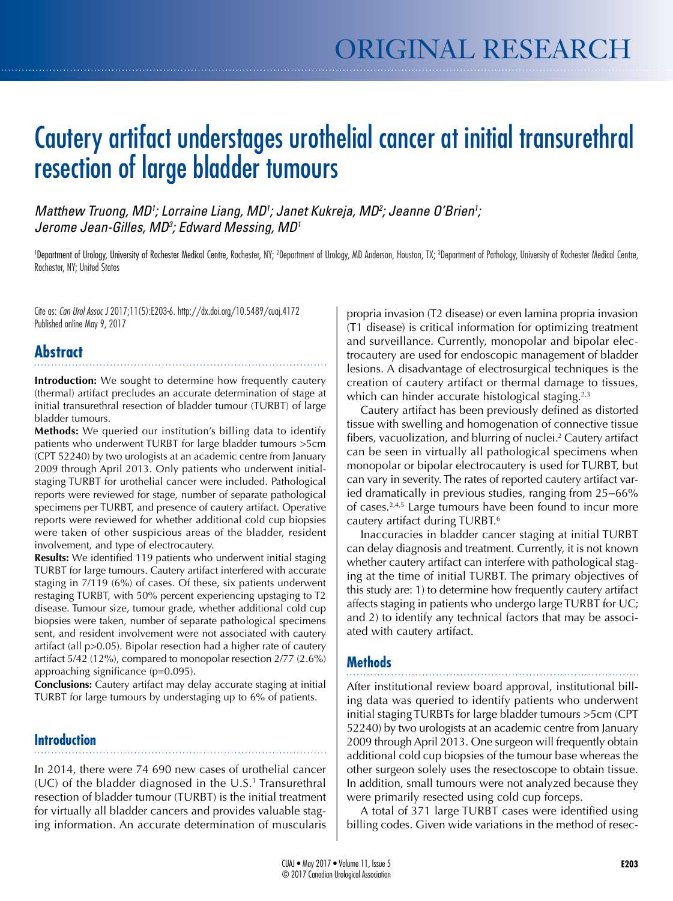ORIGINAL RESEARCH

# Cautery artifact understages urothelial cancer at initial transurethral resection of large bladder tumours

*Matthew Truong, MD[1]; Lorraine Liang, MD[1]; Janet Kukreja, MD[2]; Jeanne O'Brien[1]; Jerome Jean-Gilles, MD[3]; Edward Messing, MD[1]*

[1]Department of Urology, University of Rochester Medical Centre, Rochester, NY; [2]Department of Urology, MD Anderson, Houston, TX; [3]Department of Pathology, University of Rochester Medical Centre, Rochester, NY; United States

Cite as: *Can Urol Assoc J* 2017;11(5):E203-6. http://dx.doi.org/10.5489/cuaj.4172
Published online May 9, 2017

## Abstract

**Introduction:** We sought to determine how frequently cautery (thermal) artifact precludes an accurate determination of stage at initial transurethral resection of bladder tumour (TURBT) of large bladder tumours.

**Methods:** We queried our institution's billing data to identify patients who underwent TURBT for large bladder tumours >5cm (CPT 52240) by two urologists at an academic centre from January 2009 through April 2013. Only patients who underwent initial-staging TURBT for urothelial cancer were included. Pathological reports were reviewed for stage, number of separate pathological specimens per TURBT, and presence of cautery artifact. Operative reports were reviewed for whether additional cold cup biopsies were taken of other suspicious areas of the bladder, resident involvement, and type of electrocautery.

**Results:** We identified 119 patients who underwent initial staging TURBT for large tumours. Cautery artifact interfered with accurate staging in 7/119 (6%) of cases. Of these, six patients underwent restaging TURBT, with 50% percent experiencing upstaging to T2 disease. Tumour size, tumour grade, whether additional cold cup biopsies were taken, number of separate pathological specimens sent, and resident involvement were not associated with cautery artifact (all p>0.05). Bipolar resection had a higher rate of cautery artifact 5/42 (12%), compared to monopolar resection 2/77 (2.6%) approaching significance (p=0.095).

**Conclusions:** Cautery artifact may delay accurate staging at initial TURBT for large tumours by understaging up to 6% of patients.

## Introduction

In 2014, there were 74 690 new cases of urothelial cancer (UC) of the bladder diagnosed in the U.S.[1] Transurethral resection of bladder tumour (TURBT) is the initial treatment for virtually all bladder cancers and provides valuable staging information. An accurate determination of muscularis propria invasion (T2 disease) or even lamina propria invasion (T1 disease) is critical information for optimizing treatment and surveillance. Currently, monopolar and bipolar electrocautery are used for endoscopic management of bladder lesions. A disadvantage of electrosurgical techniques is the creation of cautery artifact or thermal damage to tissues, which can hinder accurate histological staging.[2,3]

Cautery artifact has been previously defined as distorted tissue with swelling and homogenation of connective tissue fibers, vacuolization, and blurring of nuclei.[2] Cautery artifact can be seen in virtually all pathological specimens when monopolar or bipolar electrocautery is used for TURBT, but can vary in severity. The rates of reported cautery artifact varied dramatically in previous studies, ranging from 25–66% of cases.[2,4,5] Large tumours have been found to incur more cautery artifact during TURBT.[6]

Inaccuracies in bladder cancer staging at initial TURBT can delay diagnosis and treatment. Currently, it is not known whether cautery artifact can interfere with pathological staging at the time of initial TURBT. The primary objectives of this study are: 1) to determine how frequently cautery artifact affects staging in patients who undergo large TURBT for UC; and 2) to identify any technical factors that may be associated with cautery artifact.

## Methods

After institutional review board approval, institutional billing data was queried to identify patients who underwent initial staging TURBTs for large bladder tumours >5cm (CPT 52240) by two urologists at an academic centre from January 2009 through April 2013. One surgeon will frequently obtain additional cold cup biopsies of the tumour base whereas the other surgeon solely uses the resectoscope to obtain tissue. In addition, small tumours were not analyzed because they were primarily resected using cold cup forceps.

A total of 371 large TURBT cases were identified using billing codes. Given wide variations in the method of resec-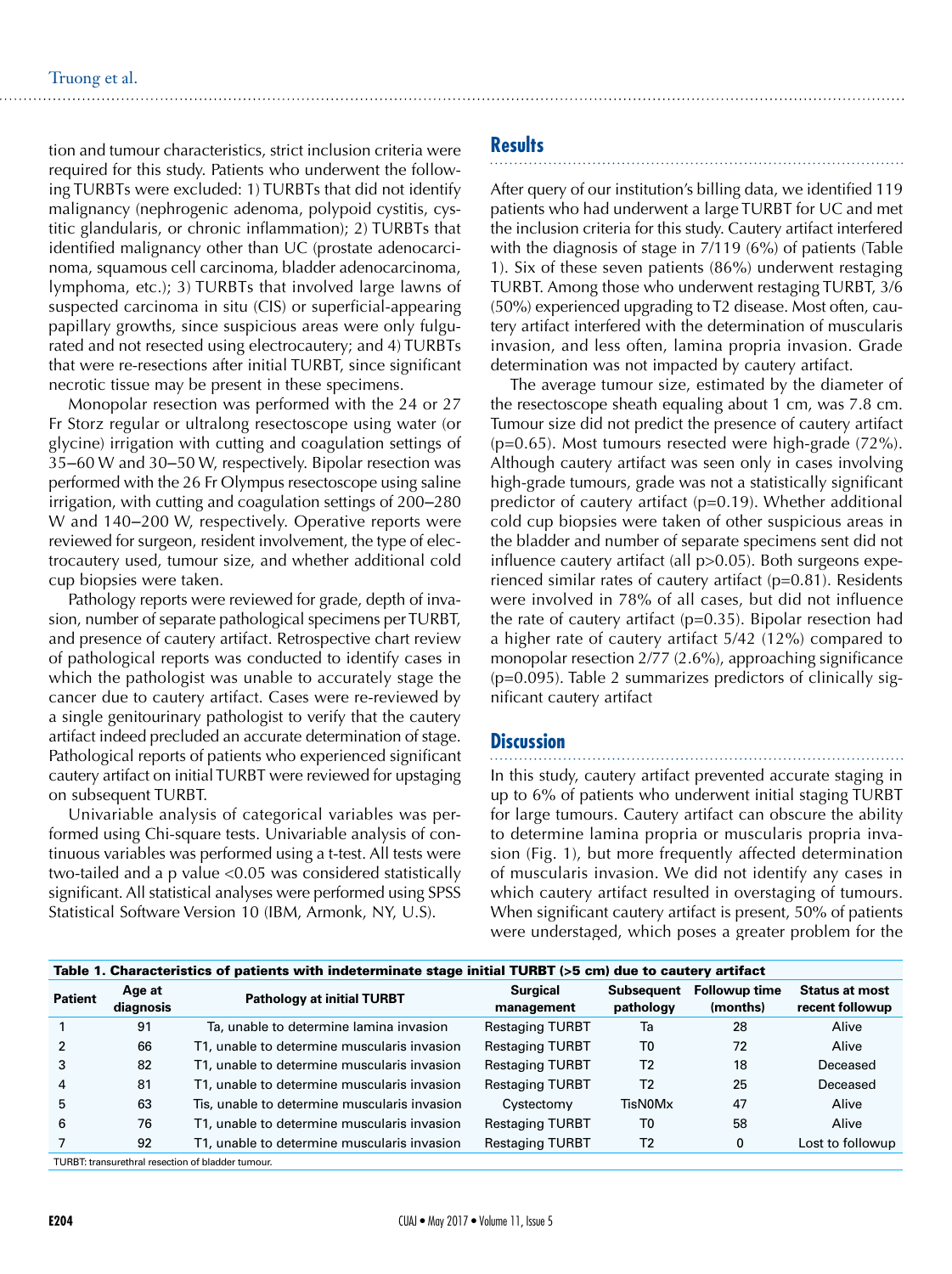tion and tumour characteristics, strict inclusion criteria were required for this study. Patients who underwent the following TURBTs were excluded: 1) TURBTs that did not identify malignancy (nephrogenic adenoma, polypoid cystitis, cystitic glandularis, or chronic inflammation); 2) TURBTs that identified malignancy other than UC (prostate adenocarcinoma, squamous cell carcinoma, bladder adenocarcinoma, lymphoma, etc.); 3) TURBTs that involved large lawns of suspected carcinoma in situ (CIS) or superficial-appearing papillary growths, since suspicious areas were only fulgurated and not resected using electrocautery; and 4) TURBTs that were re-resections after initial TURBT, since significant necrotic tissue may be present in these specimens.

Monopolar resection was performed with the 24 or 27 Fr Storz regular or ultralong resectoscope using water (or glycine) irrigation with cutting and coagulation settings of 35–60 W and 30–50 W, respectively. Bipolar resection was performed with the 26 Fr Olympus resectoscope using saline irrigation, with cutting and coagulation settings of 200–280 W and 140–200 W, respectively. Operative reports were reviewed for surgeon, resident involvement, the type of electrocautery used, tumour size, and whether additional cold cup biopsies were taken.

Pathology reports were reviewed for grade, depth of invasion, number of separate pathological specimens per TURBT, and presence of cautery artifact. Retrospective chart review of pathological reports was conducted to identify cases in which the pathologist was unable to accurately stage the cancer due to cautery artifact. Cases were re-reviewed by a single genitourinary pathologist to verify that the cautery artifact indeed precluded an accurate determination of stage. Pathological reports of patients who experienced significant cautery artifact on initial TURBT were reviewed for upstaging on subsequent TURBT.

Univariable analysis of categorical variables was performed using Chi-square tests. Univariable analysis of continuous variables was performed using a t-test. All tests were two-tailed and a p value <0.05 was considered statistically significant. All statistical analyses were performed using SPSS Statistical Software Version 10 (IBM, Armonk, NY, U.S).

## Results

After query of our institution's billing data, we identified 119 patients who had underwent a large TURBT for UC and met the inclusion criteria for this study. Cautery artifact interfered with the diagnosis of stage in 7/119 (6%) of patients (Table 1). Six of these seven patients (86%) underwent restaging TURBT. Among those who underwent restaging TURBT, 3/6 (50%) experienced upgrading to T2 disease. Most often, cautery artifact interfered with the determination of muscularis invasion, and less often, lamina propria invasion. Grade determination was not impacted by cautery artifact.

The average tumour size, estimated by the diameter of the resectoscope sheath equaling about 1 cm, was 7.8 cm. Tumour size did not predict the presence of cautery artifact (p=0.65). Most tumours resected were high-grade (72%). Although cautery artifact was seen only in cases involving high-grade tumours, grade was not a statistically significant predictor of cautery artifact (p=0.19). Whether additional cold cup biopsies were taken of other suspicious areas in the bladder and number of separate specimens sent did not influence cautery artifact (all p>0.05). Both surgeons experienced similar rates of cautery artifact (p=0.81). Residents were involved in 78% of all cases, but did not influence the rate of cautery artifact (p=0.35). Bipolar resection had a higher rate of cautery artifact 5/42 (12%) compared to monopolar resection 2/77 (2.6%), approaching significance (p=0.095). Table 2 summarizes predictors of clinically significant cautery artifact

## Discussion

In this study, cautery artifact prevented accurate staging in up to 6% of patients who underwent initial staging TURBT for large tumours. Cautery artifact can obscure the ability to determine lamina propria or muscularis propria invasion (Fig. 1), but more frequently affected determination of muscularis invasion. We did not identify any cases in which cautery artifact resulted in overstaging of tumours. When significant cautery artifact is present, 50% of patients were understaged, which poses a greater problem for the

**Table 1. Characteristics of patients with indeterminate stage initial TURBT (>5 cm) due to cautery artifact**

| Patient | Age at diagnosis | Pathology at initial TURBT | Surgical management | Subsequent pathology | Followup time (months) | Status at most recent followup |
|---|---|---|---|---|---|---|
| 1 | 91 | Ta, unable to determine lamina invasion | Restaging TURBT | Ta | 28 | Alive |
| 2 | 66 | T1, unable to determine muscularis invasion | Restaging TURBT | T0 | 72 | Alive |
| 3 | 82 | T1, unable to determine muscularis invasion | Restaging TURBT | T2 | 18 | Deceased |
| 4 | 81 | T1, unable to determine muscularis invasion | Restaging TURBT | T2 | 25 | Deceased |
| 5 | 63 | Tis, unable to determine muscularis invasion | Cystectomy | TisN0Mx | 47 | Alive |
| 6 | 76 | T1, unable to determine muscularis invasion | Restaging TURBT | T0 | 58 | Alive |
| 7 | 92 | T1, unable to determine muscularis invasion | Restaging TURBT | T2 | 0 | Lost to followup |

TURBT: transurethral resection of bladder tumour.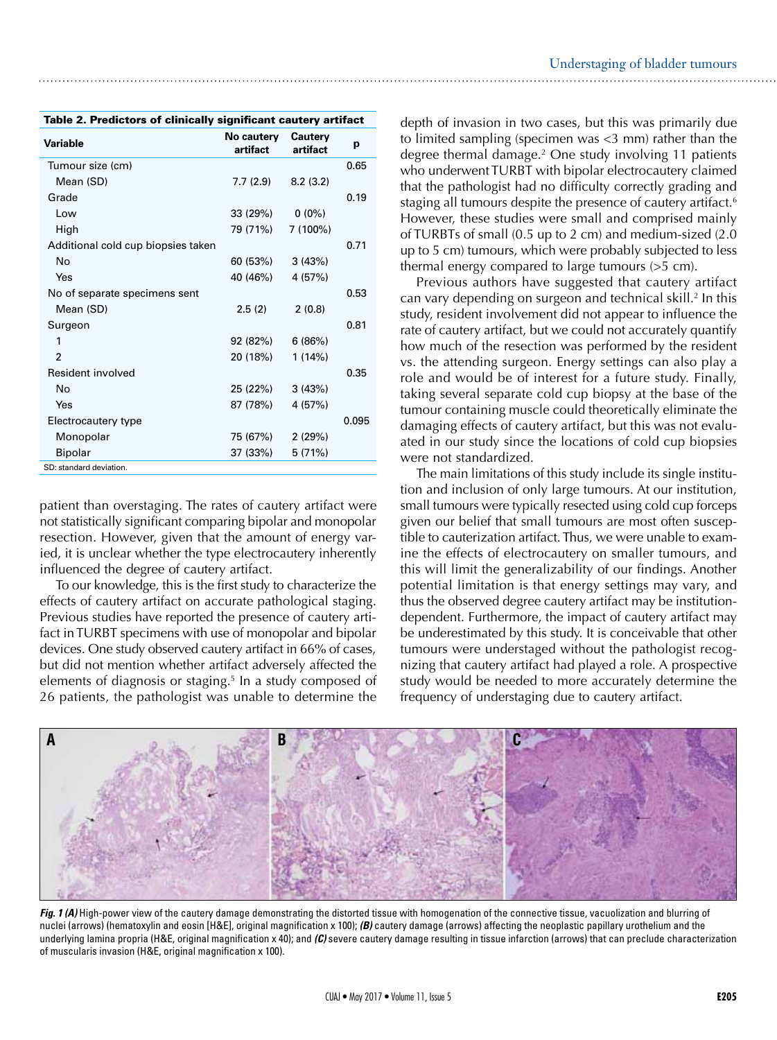**Table 2. Predictors of clinically significant cautery artifact**

| Variable | No cautery artifact | Cautery artifact | p |
|---|---|---|---|
| Tumour size (cm) | | | 0.65 |
| Mean (SD) | 7.7 (2.9) | 8.2 (3.2) | |
| Grade | | | 0.19 |
| Low | 33 (29%) | 0 (0%) | |
| High | 79 (71%) | 7 (100%) | |
| Additional cold cup biopsies taken | | | 0.71 |
| No | 60 (53%) | 3 (43%) | |
| Yes | 40 (46%) | 4 (57%) | |
| No of separate specimens sent | | | 0.53 |
| Mean (SD) | 2.5 (2) | 2 (0.8) | |
| Surgeon | | | 0.81 |
| 1 | 92 (82%) | 6 (86%) | |
| 2 | 20 (18%) | 1 (14%) | |
| Resident involved | | | 0.35 |
| No | 25 (22%) | 3 (43%) | |
| Yes | 87 (78%) | 4 (57%) | |
| Electrocautery type | | | 0.095 |
| Monopolar | 75 (67%) | 2 (29%) | |
| Bipolar | 37 (33%) | 5 (71%) | |

SD: standard deviation.

patient than overstaging. The rates of cautery artifact were not statistically significant comparing bipolar and monopolar resection. However, given that the amount of energy varied, it is unclear whether the type electrocautery inherently influenced the degree of cautery artifact.

To our knowledge, this is the first study to characterize the effects of cautery artifact on accurate pathological staging. Previous studies have reported the presence of cautery artifact in TURBT specimens with use of monopolar and bipolar devices. One study observed cautery artifact in 66% of cases, but did not mention whether artifact adversely affected the elements of diagnosis or staging.[5] In a study composed of 26 patients, the pathologist was unable to determine the depth of invasion in two cases, but this was primarily due to limited sampling (specimen was <3 mm) rather than the degree thermal damage.[2] One study involving 11 patients who underwent TURBT with bipolar electrocautery claimed that the pathologist had no difficulty correctly grading and staging all tumours despite the presence of cautery artifact.[6] However, these studies were small and comprised mainly of TURBTs of small (0.5 up to 2 cm) and medium-sized (2.0 up to 5 cm) tumours, which were probably subjected to less thermal energy compared to large tumours (>5 cm).

Previous authors have suggested that cautery artifact can vary depending on surgeon and technical skill.[2] In this study, resident involvement did not appear to influence the rate of cautery artifact, but we could not accurately quantify how much of the resection was performed by the resident vs. the attending surgeon. Energy settings can also play a role and would be of interest for a future study. Finally, taking several separate cold cup biopsy at the base of the tumour containing muscle could theoretically eliminate the damaging effects of cautery artifact, but this was not evaluated in our study since the locations of cold cup biopsies were not standardized.

The main limitations of this study include its single institution and inclusion of only large tumours. At our institution, small tumours were typically resected using cold cup forceps given our belief that small tumours are most often susceptible to cauterization artifact. Thus, we were unable to examine the effects of electrocautery on smaller tumours, and this will limit the generalizability of our findings. Another potential limitation is that energy settings may vary, and thus the observed degree cautery artifact may be institution-dependent. Furthermore, the impact of cautery artifact may be underestimated by this study. It is conceivable that other tumours were understaged without the pathologist recognizing that cautery artifact had played a role. A prospective study would be needed to more accurately determine the frequency of understaging due to cautery artifact.

***Fig. 1 (A)*** High-power view of the cautery damage demonstrating the distorted tissue with homogenation of the connective tissue, vacuolization and blurring of nuclei (arrows) (hematoxylin and eosin [H&E], original magnification x 100); ***(B)*** cautery damage (arrows) affecting the neoplastic papillary urothelium and the underlying lamina propria (H&E, original magnification x 40); and ***(C)*** severe cautery damage resulting in tissue infarction (arrows) that can preclude characterization of muscularis invasion (H&E, original magnification x 100).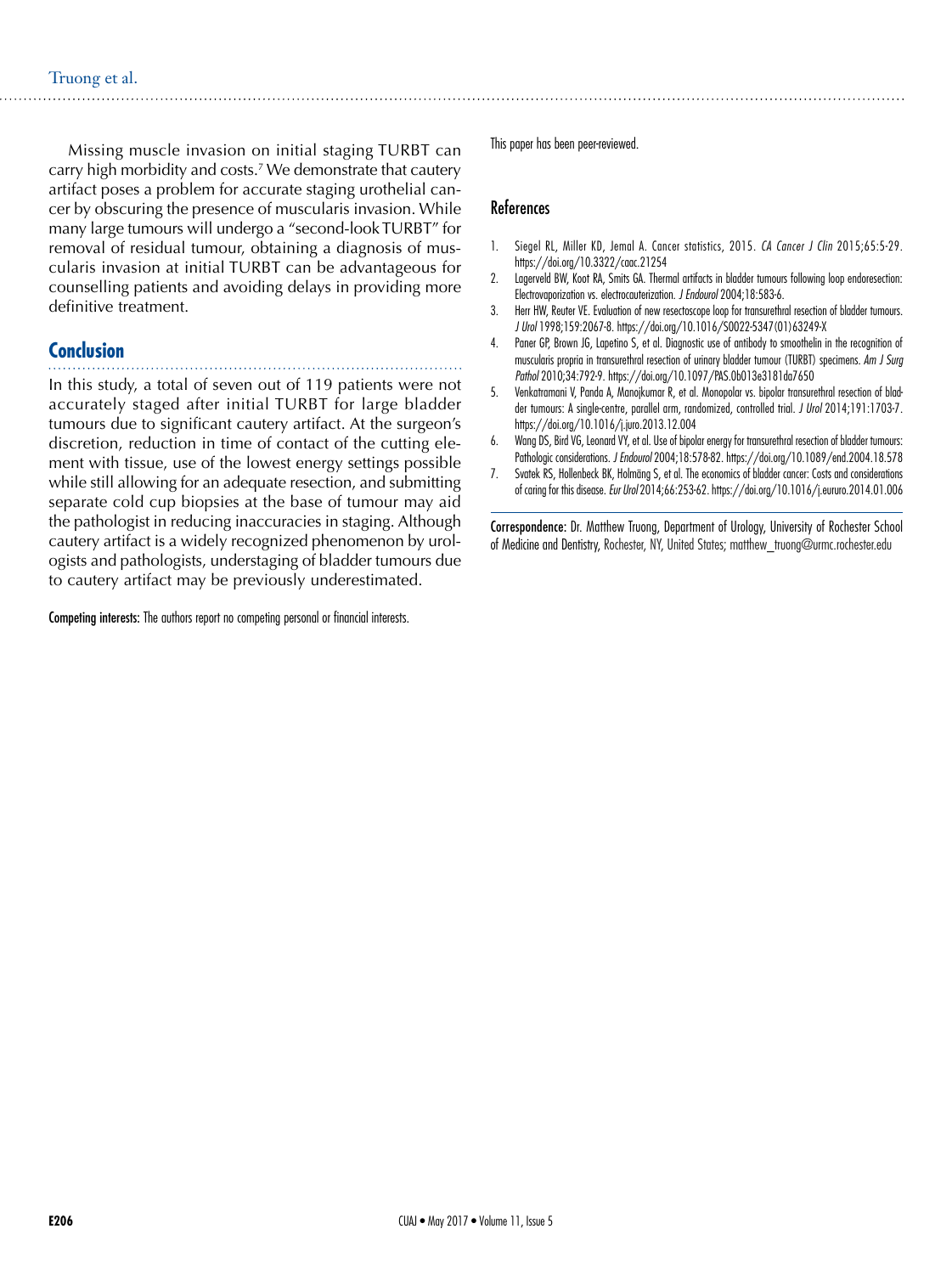Missing muscle invasion on initial staging TURBT can carry high morbidity and costs.[7] We demonstrate that cautery artifact poses a problem for accurate staging urothelial cancer by obscuring the presence of muscularis invasion. While many large tumours will undergo a "second-look TURBT" for removal of residual tumour, obtaining a diagnosis of muscularis invasion at initial TURBT can be advantageous for counselling patients and avoiding delays in providing more definitive treatment.

## Conclusion

In this study, a total of seven out of 119 patients were not accurately staged after initial TURBT for large bladder tumours due to significant cautery artifact. At the surgeon's discretion, reduction in time of contact of the cutting element with tissue, use of the lowest energy settings possible while still allowing for an adequate resection, and submitting separate cold cup biopsies at the base of tumour may aid the pathologist in reducing inaccuracies in staging. Although cautery artifact is a widely recognized phenomenon by urologists and pathologists, understaging of bladder tumours due to cautery artifact may be previously underestimated.

**Competing interests:** The authors report no competing personal or financial interests.

This paper has been peer-reviewed.

## References

1. Siegel RL, Miller KD, Jemal A. Cancer statistics, 2015. *CA Cancer J Clin* 2015;65:5-29. https://doi.org/10.3322/caac.21254
2. Lagerveld BW, Koot RA, Smits GA. Thermal artifacts in bladder tumours following loop endoresection: Electrovaporization vs. electrocauterization. *J Endourol* 2004;18:583-6.
3. Herr HW, Reuter VE. Evaluation of new resectoscope loop for transurethral resection of bladder tumours. *J Urol* 1998;159:2067-8. https://doi.org/10.1016/S0022-5347(01)63249-X
4. Paner GP, Brown JG, Lapetino S, et al. Diagnostic use of antibody to smoothelin in the recognition of muscularis propria in transurethral resection of urinary bladder tumour (TURBT) specimens. *Am J Surg Pathol* 2010;34:792-9. https://doi.org/10.1097/PAS.0b013e3181da7650
5. Venkatramani V, Panda A, Manojkumar R, et al. Monopolar vs. bipolar transurethral resection of bladder tumours: A single-centre, parallel arm, randomized, controlled trial. *J Urol* 2014;191:1703-7. https://doi.org/10.1016/j.juro.2013.12.004
6. Wang DS, Bird VG, Leonard VY, et al. Use of bipolar energy for transurethral resection of bladder tumours: Pathologic considerations. *J Endourol* 2004;18:578-82. https://doi.org/10.1089/end.2004.18.578
7. Svatek RS, Hollenbeck BK, Holmäng S, et al. The economics of bladder cancer: Costs and considerations of caring for this disease. *Eur Urol* 2014;66:253-62. https://doi.org/10.1016/j.eururo.2014.01.006

**Correspondence:** Dr. Matthew Truong, Department of Urology, University of Rochester School of Medicine and Dentistry, Rochester, NY, United States; matthew_truong@urmc.rochester.edu